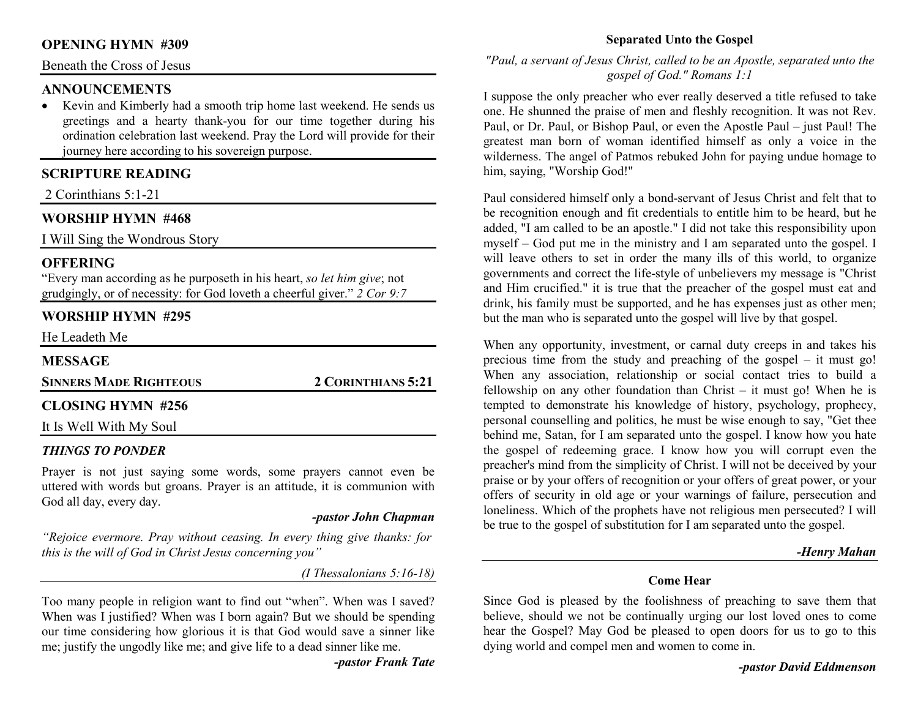## OPENING HYMN #309

Beneath the Cross of Jesus

## ANNOUNCEMENTS

- Kevin and Kimberly had a smooth trip home last weekend. He sends us greetings and a hearty thank-you for our time together during his ordination celebration last weekend. Pray the Lord will provide for their journey here according to his sovereign purpose.

## SCRIPTURE READING

2 Corinthians 5:1-21

## WORSHIP HYMN #468

I Will Sing the Wondrous Story

## OFFERING

"Every man according as he purposeth in his heart, *so let him give*; not grudgingly, or of necessity: for God loveth a cheerful giver." *2 Cor 9:7*

## WORSHIP HYMN #295

He Leadeth Me

## MESSAGE

**SINNERS MADE RIGHTEOUS** — **2 CORINTHIANS 5:21**

## CLOSING HYMN #256

It Is Well With My Soul

### *THINGS TO PONDER*

Prayer is not just saying some words, some prayers cannot even be uttered with words but groans. Prayer is an attitude, it is communion with God all day, every day.

***-pastor John Chapman***

*"Rejoice evermore. Pray without ceasing. In every thing give thanks: for this is the will of God in Christ Jesus concerning you"*

*(I Thessalonians 5:16-18)*

Too many people in religion want to find out "when". When was I saved? When was I justified? When was I born again? But we should be spending our time considering how glorious it is that God would save a sinner like me; justify the ungodly like me; and give life to a dead sinner like me.

***-pastor Frank Tate***

### Separated Unto the Gospel

*"Paul, a servant of Jesus Christ, called to be an Apostle, separated unto the gospel of God." Romans 1:1*

I suppose the only preacher who ever really deserved a title refused to take one. He shunned the praise of men and fleshly recognition. It was not Rev. Paul, or Dr. Paul, or Bishop Paul, or even the Apostle Paul – just Paul! The greatest man born of woman identified himself as only a voice in the wilderness. The angel of Patmos rebuked John for paying undue homage to him, saying, "Worship God!"

Paul considered himself only a bond-servant of Jesus Christ and felt that to be recognition enough and fit credentials to entitle him to be heard, but he added, "I am called to be an apostle." I did not take this responsibility upon myself – God put me in the ministry and I am separated unto the gospel. I will leave others to set in order the many ills of this world, to organize governments and correct the life-style of unbelievers my message is "Christ and Him crucified." it is true that the preacher of the gospel must eat and drink, his family must be supported, and he has expenses just as other men; but the man who is separated unto the gospel will live by that gospel.

When any opportunity, investment, or carnal duty creeps in and takes his precious time from the study and preaching of the gospel – it must go! When any association, relationship or social contact tries to build a fellowship on any other foundation than Christ – it must go! When he is tempted to demonstrate his knowledge of history, psychology, prophecy, personal counselling and politics, he must be wise enough to say, "Get thee behind me, Satan, for I am separated unto the gospel. I know how you hate the gospel of redeeming grace. I know how you will corrupt even the preacher's mind from the simplicity of Christ. I will not be deceived by your praise or by your offers of recognition or your offers of great power, or your offers of security in old age or your warnings of failure, persecution and loneliness. Which of the prophets have not religious men persecuted? I will be true to the gospel of substitution for I am separated unto the gospel.

***-Henry Mahan***

### Come Hear

Since God is pleased by the foolishness of preaching to save them that believe, should we not be continually urging our lost loved ones to come hear the Gospel? May God be pleased to open doors for us to go to this dying world and compel men and women to come in.

***-pastor David Eddmenson***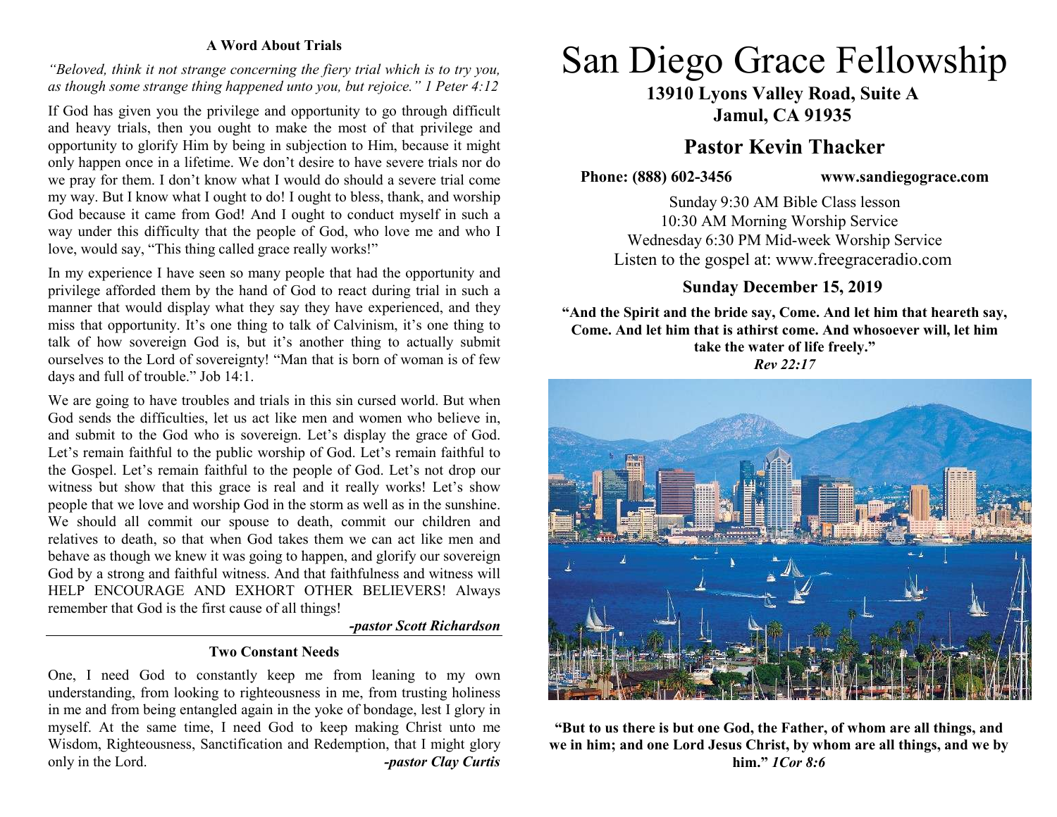### A Word About Trials

*"Beloved, think it not strange concerning the fiery trial which is to try you, as though some strange thing happened unto you, but rejoice." 1 Peter 4:12*

If God has given you the privilege and opportunity to go through difficult and heavy trials, then you ought to make the most of that privilege and opportunity to glorify Him by being in subjection to Him, because it might only happen once in a lifetime. We don't desire to have severe trials nor do we pray for them. I don't know what I would do should a severe trial come my way. But I know what I ought to do! I ought to bless, thank, and worship God because it came from God! And I ought to conduct myself in such a way under this difficulty that the people of God, who love me and who I love, would say, "This thing called grace really works!"

In my experience I have seen so many people that had the opportunity and privilege afforded them by the hand of God to react during trial in such a manner that would display what they say they have experienced, and they miss that opportunity. It's one thing to talk of Calvinism, it's one thing to talk of how sovereign God is, but it's another thing to actually submit ourselves to the Lord of sovereignty! "Man that is born of woman is of few days and full of trouble." Job 14:1.

We are going to have troubles and trials in this sin cursed world. But when God sends the difficulties, let us act like men and women who believe in, and submit to the God who is sovereign. Let's display the grace of God. Let's remain faithful to the public worship of God. Let's remain faithful to the Gospel. Let's remain faithful to the people of God. Let's not drop our witness but show that this grace is real and it really works! Let's show people that we love and worship God in the storm as well as in the sunshine. We should all commit our spouse to death, commit our children and relatives to death, so that when God takes them we can act like men and behave as though we knew it was going to happen, and glorify our sovereign God by a strong and faithful witness. And that faithfulness and witness will HELP ENCOURAGE AND EXHORT OTHER BELIEVERS! Always remember that God is the first cause of all things!

***-pastor Scott Richardson***

---

### Two Constant Needs

One, I need God to constantly keep me from leaning to my own understanding, from looking to righteousness in me, from trusting holiness in me and from being entangled again in the yoke of bondage, lest I glory in myself. At the same time, I need God to keep making Christ unto me Wisdom, Righteousness, Sanctification and Redemption, that I might glory only in the Lord. ***-pastor Clay Curtis***

# San Diego Grace Fellowship

**13910 Lyons Valley Road, Suite A**
**Jamul, CA 91935**

## Pastor Kevin Thacker

**Phone: (888) 602-3456** **www.sandiegograce.com**

Sunday 9:30 AM Bible Class lesson
10:30 AM Morning Worship Service
Wednesday 6:30 PM Mid-week Worship Service
Listen to the gospel at: www.freegraceradio.com

### Sunday December 15, 2019

**"And the Spirit and the bride say, Come. And let him that heareth say, Come. And let him that is athirst come. And whosoever will, let him take the water of life freely."**
***Rev 22:17***

**"But to us there is but one God, the Father, of whom are all things, and we in him; and one Lord Jesus Christ, by whom are all things, and we by him."** ***1Cor 8:6***